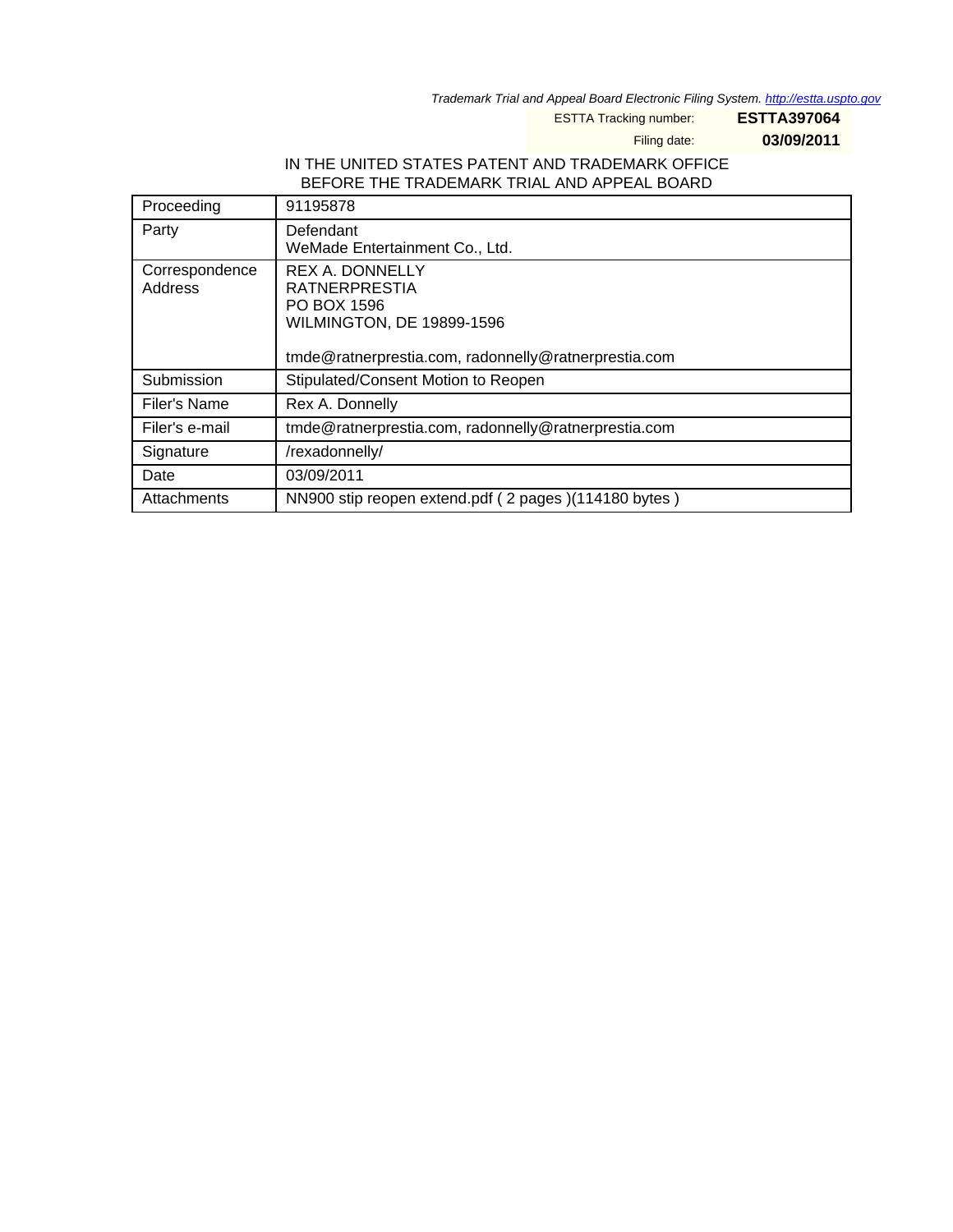*Trademark Trial and Appeal Board Electronic Filing System. http://estta.uspto.gov*

ESTTA Tracking number: **ESTTA397064**

Filing date: **03/09/2011**

IN THE UNITED STATES PATENT AND TRADEMARK OFFICE
BEFORE THE TRADEMARK TRIAL AND APPEAL BOARD

| | |
|---|---|
| Proceeding | 91195878 |
| Party | Defendant<br>WeMade Entertainment Co., Ltd. |
| Correspondence Address | REX A. DONNELLY<br>RATNERPRESTIA<br>PO BOX 1596<br>WILMINGTON, DE 19899-1596<br><br>tmde@ratnerprestia.com, radonnelly@ratnerprestia.com |
| Submission | Stipulated/Consent Motion to Reopen |
| Filer's Name | Rex A. Donnelly |
| Filer's e-mail | tmde@ratnerprestia.com, radonnelly@ratnerprestia.com |
| Signature | /rexadonnelly/ |
| Date | 03/09/2011 |
| Attachments | NN900 stip reopen extend.pdf ( 2 pages )(114180 bytes ) |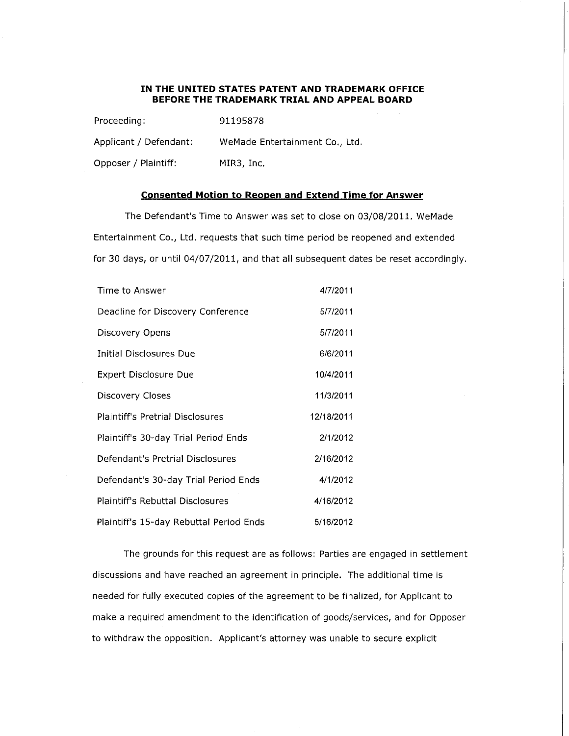**IN THE UNITED STATES PATENT AND TRADEMARK OFFICE**
**BEFORE THE TRADEMARK TRIAL AND APPEAL BOARD**

Proceeding: 91195878

Applicant / Defendant: WeMade Entertainment Co., Ltd.

Opposer / Plaintiff: MIR3, Inc.

## Consented Motion to Reopen and Extend Time for Answer

The Defendant's Time to Answer was set to close on 03/08/2011. WeMade Entertainment Co., Ltd. requests that such time period be reopened and extended for 30 days, or until 04/07/2011, and that all subsequent dates be reset accordingly.

| | |
|---|---|
| Time to Answer | 4/7/2011 |
| Deadline for Discovery Conference | 5/7/2011 |
| Discovery Opens | 5/7/2011 |
| Initial Disclosures Due | 6/6/2011 |
| Expert Disclosure Due | 10/4/2011 |
| Discovery Closes | 11/3/2011 |
| Plaintiff's Pretrial Disclosures | 12/18/2011 |
| Plaintiff's 30-day Trial Period Ends | 2/1/2012 |
| Defendant's Pretrial Disclosures | 2/16/2012 |
| Defendant's 30-day Trial Period Ends | 4/1/2012 |
| Plaintiff's Rebuttal Disclosures | 4/16/2012 |
| Plaintiff's 15-day Rebuttal Period Ends | 5/16/2012 |

The grounds for this request are as follows: Parties are engaged in settlement discussions and have reached an agreement in principle. The additional time is needed for fully executed copies of the agreement to be finalized, for Applicant to make a required amendment to the identification of goods/services, and for Opposer to withdraw the opposition. Applicant's attorney was unable to secure explicit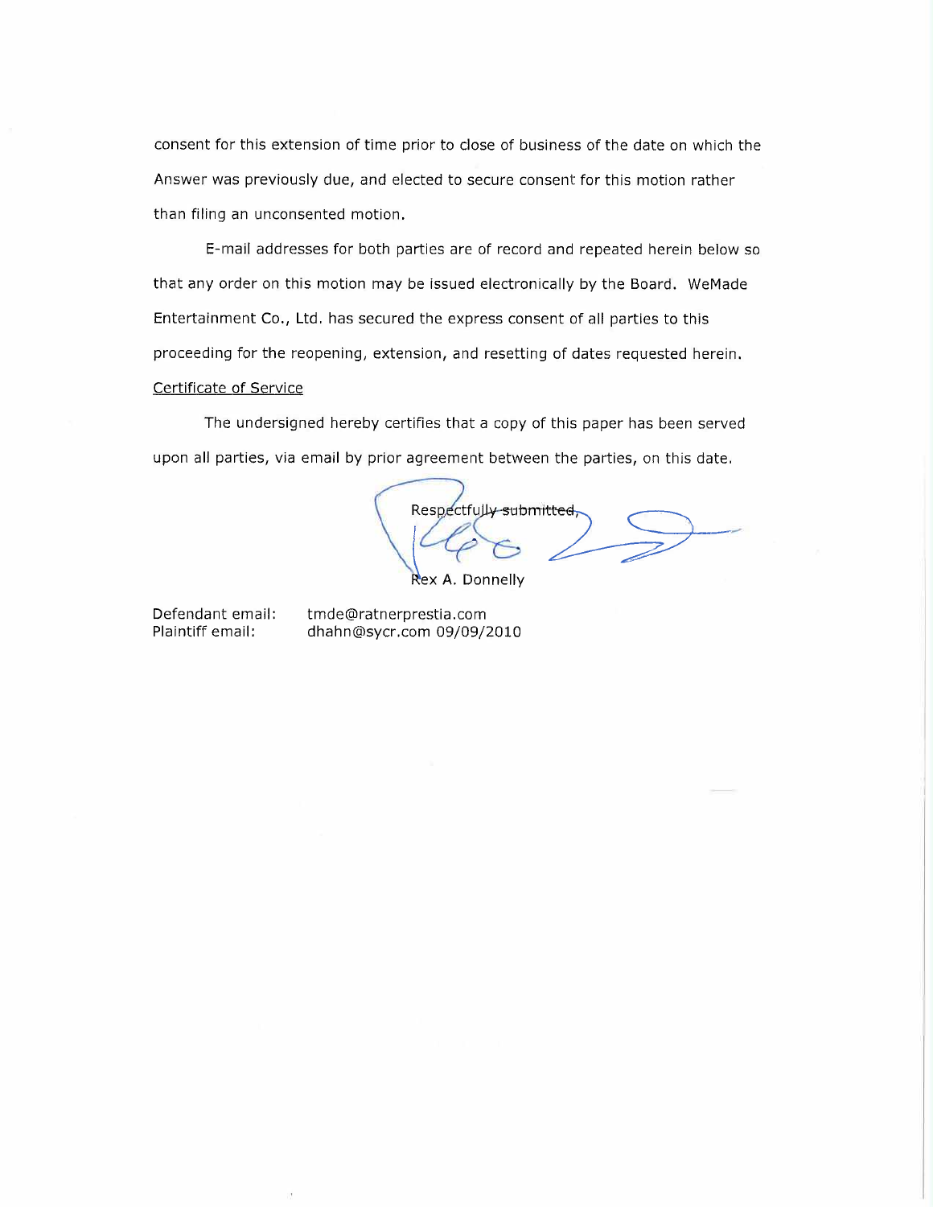consent for this extension of time prior to close of business of the date on which the Answer was previously due, and elected to secure consent for this motion rather than filing an unconsented motion.

E-mail addresses for both parties are of record and repeated herein below so that any order on this motion may be issued electronically by the Board. WeMade Entertainment Co., Ltd. has secured the express consent of all parties to this proceeding for the reopening, extension, and resetting of dates requested herein.

Certificate of Service

The undersigned hereby certifies that a copy of this paper has been served upon all parties, via email by prior agreement between the parties, on this date.

Respectfully submitted,

Rex A. Donnelly

Defendant email: tmde@ratnerprestia.com

Plaintiff email: dhahn@sycr.com 09/09/2010